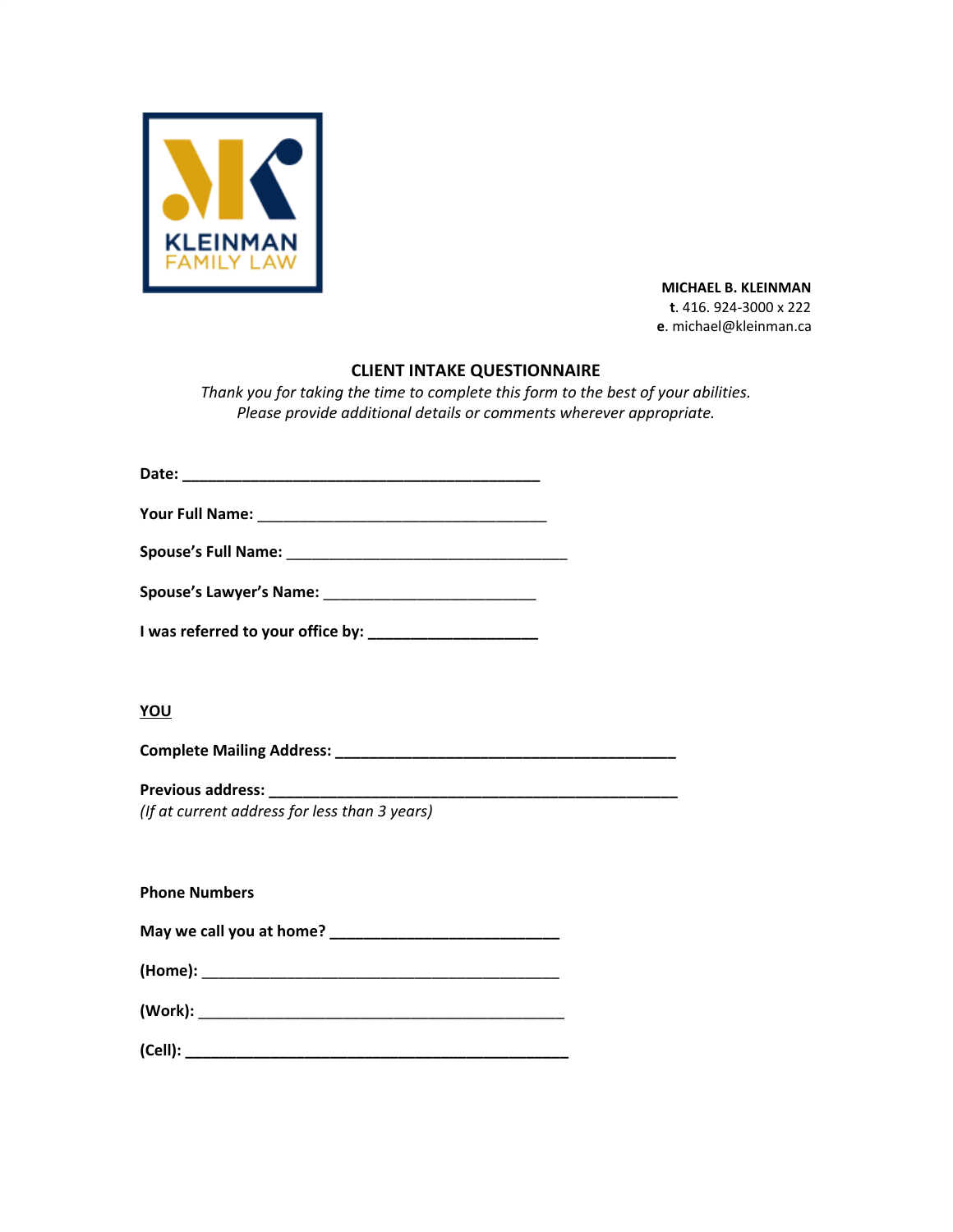KLEINMAN FAMILY LAW

**MICHAEL B. KLEINMAN**
**t**. 416. 924-3000 x 222
**e**. michael@kleinman.ca

## CLIENT INTAKE QUESTIONNAIRE

*Thank you for taking the time to complete this form to the best of your abilities.*
*Please provide additional details or comments wherever appropriate.*

**Date:** ___________________________________________

**Your Full Name:** ___________________________________

**Spouse's Full Name:** _________________________________

**Spouse's Lawyer's Name:** _________________________

**I was referred to your office by:** ____________________

**YOU**

**Complete Mailing Address:** _________________________________________

**Previous address:** __________________________________________________
*(If at current address for less than 3 years)*

**Phone Numbers**

**May we call you at home?** ___________________________

**(Home):** ___________________________________________

**(Work):** ____________________________________________

**(Cell):** ______________________________________________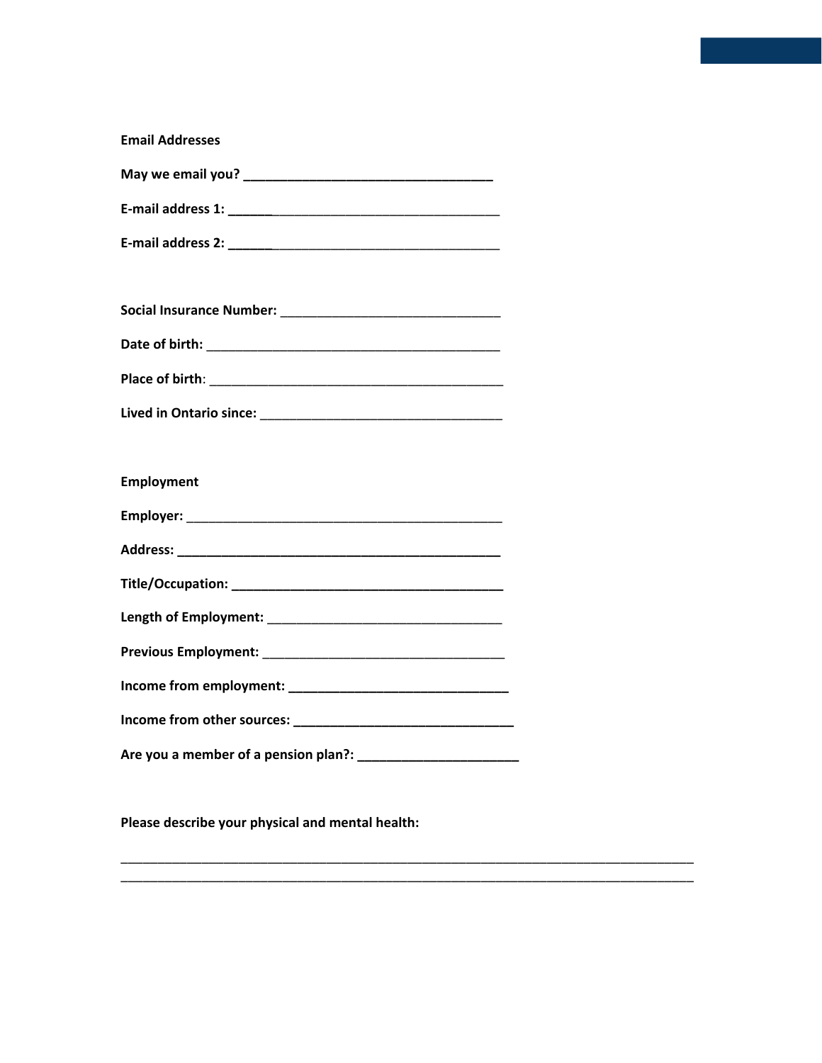**Email Addresses**

**May we email you? __________________________________**

**E-mail address 1: ______**________________________________

**E-mail address 2: ______**________________________________

**Social Insurance Number:** ______________________________

**Date of birth:** ________________________________________

**Place of birth**: ________________________________________

**Lived in Ontario since:** _________________________________

**Employment**

**Employer:** ___________________________________________

**Address: ______________________________________________**

**Title/Occupation: ______________________________________**

**Length of Employment:** ________________________________

**Previous Employment:** _________________________________

**Income from employment: ______________________________**

**Income from other sources: _____________________________**

**Are you a member of a pension plan?: ______________________**

**Please describe your physical and mental health:**

______________________________________________________________________________
______________________________________________________________________________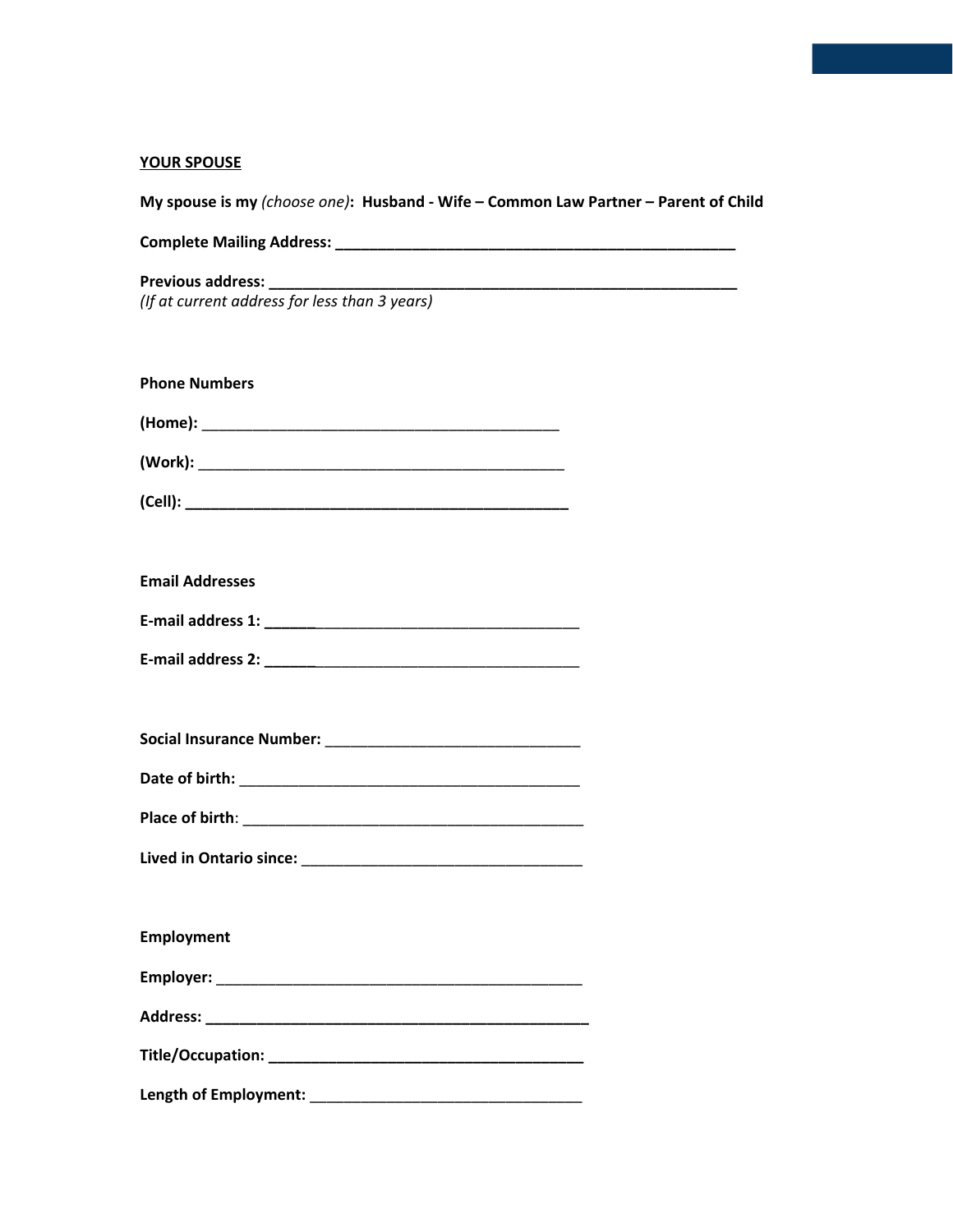**YOUR SPOUSE**

**My spouse is my** *(choose one)*: **Husband - Wife – Common Law Partner – Parent of Child**

**Complete Mailing Address: ___________________________________________**

**Previous address: ___________________________________________________**
*(If at current address for less than 3 years)*

**Phone Numbers**

**(Home):** _________________________________________

**(Work):** __________________________________________

**(Cell): ____________________________________________**

**Email Addresses**

**E-mail address 1: ______**______________________________

**E-mail address 2: ______**______________________________

**Social Insurance Number:** _____________________________

**Date of birth:** _______________________________________

**Place of birth**: _______________________________________

**Lived in Ontario since:** _________________________________

**Employment**

**Employer:** ___________________________________________

**Address: ____________________________________________**

**Title/Occupation: ____________________________________**

**Length of Employment:** ________________________________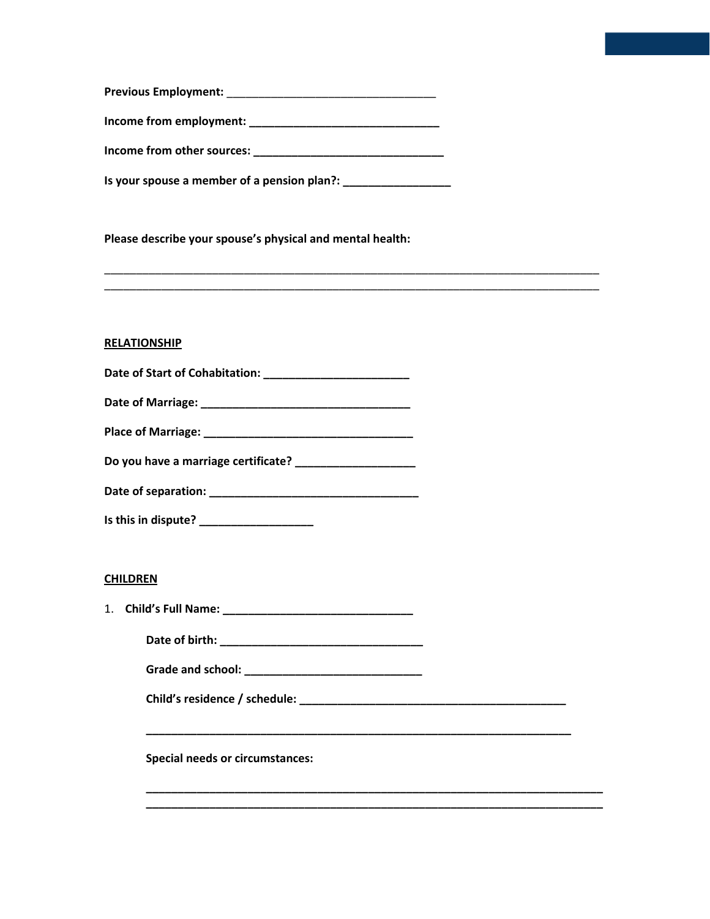**Previous Employment:** ________________________________

**Income from employment:** ____________________________

**Income from other sources:** ____________________________

**Is your spouse a member of a pension plan?:** ________________

**Please describe your spouse's physical and mental health:**

____________________________________________________________________________
____________________________________________________________________________

**RELATIONSHIP**

**Date of Start of Cohabitation:** ______________________

**Date of Marriage:** ________________________________

**Place of Marriage:** ________________________________

**Do you have a marriage certificate?** __________________

**Date of separation:** ________________________________

**Is this in dispute?** _________________

**CHILDREN**

1. **Child's Full Name:** _____________________________

   **Date of birth:** ______________________________

   **Grade and school:** ___________________________

   **Child's residence / schedule:** _________________________________________

   _________________________________________________________________

   **Special needs or circumstances:**

   ______________________________________________________________________
   ______________________________________________________________________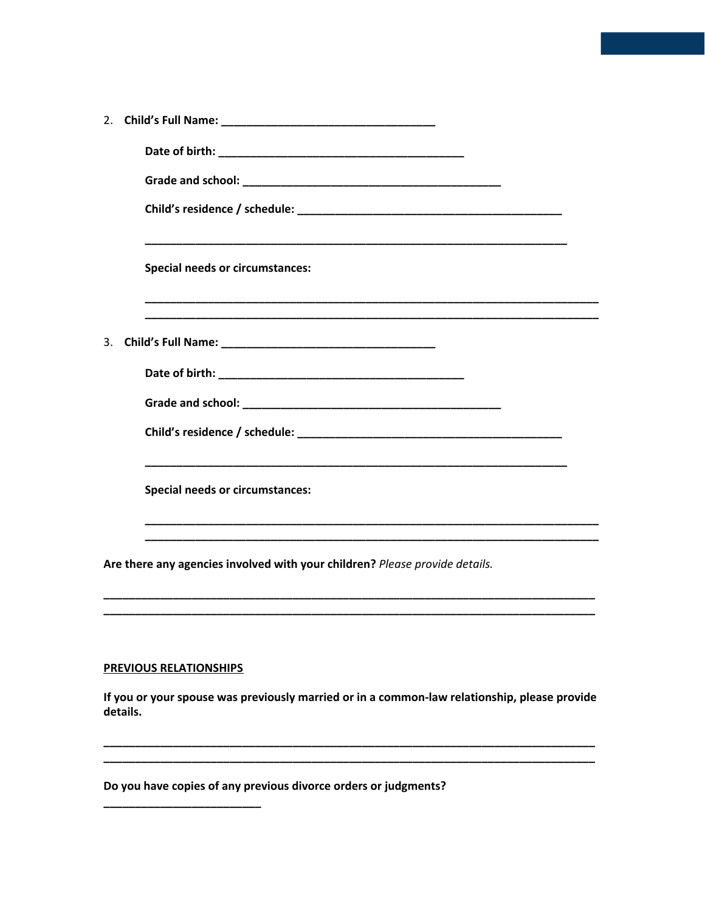2. **Child's Full Name: ___________________________________**

   **Date of birth: ________________________________________**

   **Grade and school: ___________________________________________**

   **Child's residence / schedule: ____________________________________________**

   **______________________________________________________________________**

   **Special needs or circumstances:**

   **____________________________________________________________________________**
   **____________________________________________________________________________**

3. **Child's Full Name: ___________________________________**

   **Date of birth: ________________________________________**

   **Grade and school: ___________________________________________**

   **Child's residence / schedule: ____________________________________________**

   **______________________________________________________________________**

   **Special needs or circumstances:**

   **____________________________________________________________________________**
   **____________________________________________________________________________**

**Are there any agencies involved with your children?** *Please provide details.*

**_________________________________________________________________________________**
**_________________________________________________________________________________**

**<u>PREVIOUS RELATIONSHIPS</u>**

**If you or your spouse was previously married or in a common-law relationship, please provide details.**

**_________________________________________________________________________________**
**_________________________________________________________________________________**

**Do you have copies of any previous divorce orders or judgments?**

**__________________________**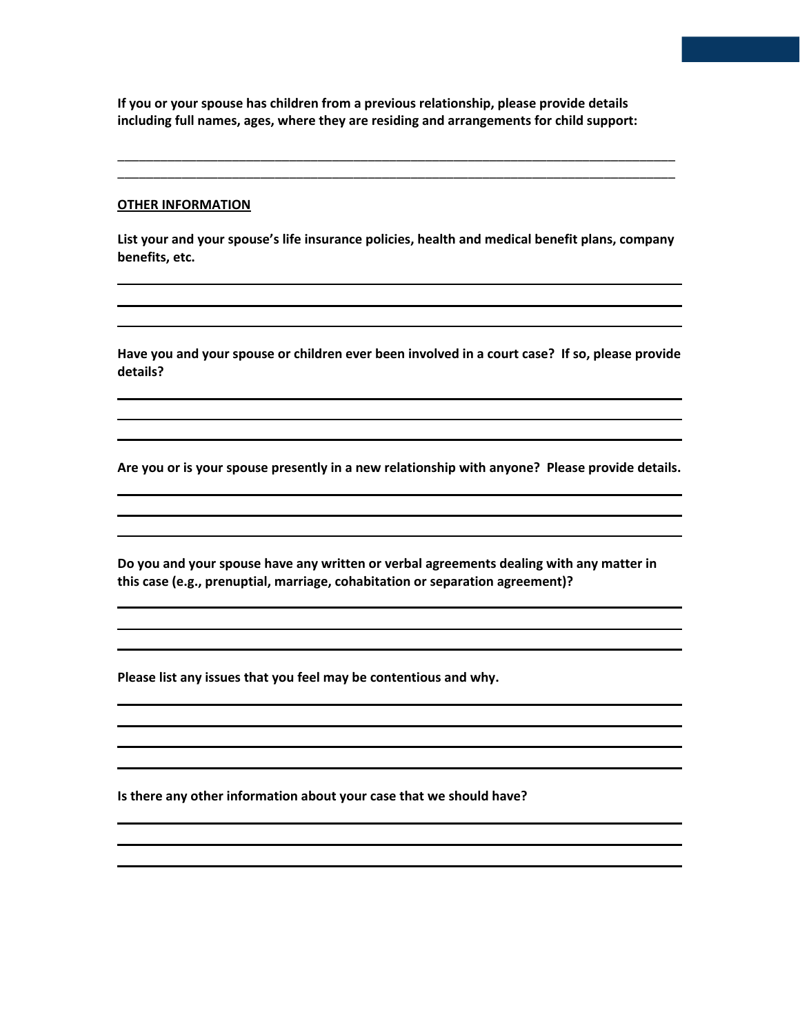**If you or your spouse has children from a previous relationship, please provide details including full names, ages, where they are residing and arrangements for child support:**

___________________________________________________________________________

___________________________________________________________________________

**OTHER INFORMATION**

**List your and your spouse's life insurance policies, health and medical benefit plans, company benefits, etc.**

___________________________________________________________________________

___________________________________________________________________________

___________________________________________________________________________

**Have you and your spouse or children ever been involved in a court case? If so, please provide details?**

___________________________________________________________________________

___________________________________________________________________________

___________________________________________________________________________

**Are you or is your spouse presently in a new relationship with anyone? Please provide details.**

___________________________________________________________________________

___________________________________________________________________________

___________________________________________________________________________

**Do you and your spouse have any written or verbal agreements dealing with any matter in this case (e.g., prenuptial, marriage, cohabitation or separation agreement)?**

___________________________________________________________________________

___________________________________________________________________________

___________________________________________________________________________

**Please list any issues that you feel may be contentious and why.**

___________________________________________________________________________

___________________________________________________________________________

___________________________________________________________________________

___________________________________________________________________________

**Is there any other information about your case that we should have?**

___________________________________________________________________________

___________________________________________________________________________

___________________________________________________________________________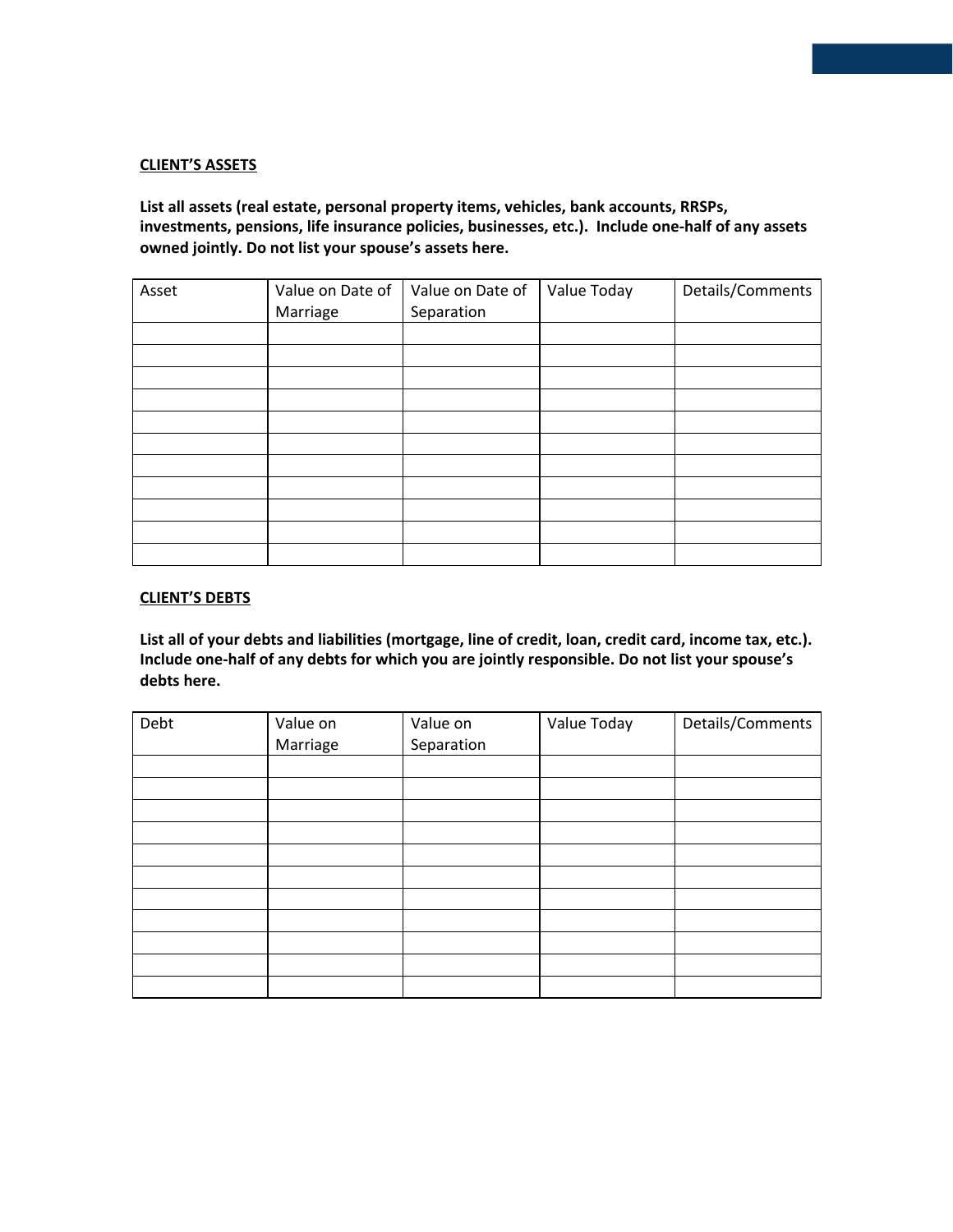**<u>CLIENT'S ASSETS</u>**

**List all assets (real estate, personal property items, vehicles, bank accounts, RRSPs, investments, pensions, life insurance policies, businesses, etc.). Include one-half of any assets owned jointly. Do not list your spouse's assets here.**

| Asset | Value on Date of Marriage | Value on Date of Separation | Value Today | Details/Comments |
|---|---|---|---|---|
| | | | | |
| | | | | |
| | | | | |
| | | | | |
| | | | | |
| | | | | |
| | | | | |
| | | | | |
| | | | | |
| | | | | |
| | | | | |

**<u>CLIENT'S DEBTS</u>**

**List all of your debts and liabilities (mortgage, line of credit, loan, credit card, income tax, etc.). Include one-half of any debts for which you are jointly responsible. Do not list your spouse's debts here.**

| Debt | Value on Marriage | Value on Separation | Value Today | Details/Comments |
|---|---|---|---|---|
| | | | | |
| | | | | |
| | | | | |
| | | | | |
| | | | | |
| | | | | |
| | | | | |
| | | | | |
| | | | | |
| | | | | |
| | | | | |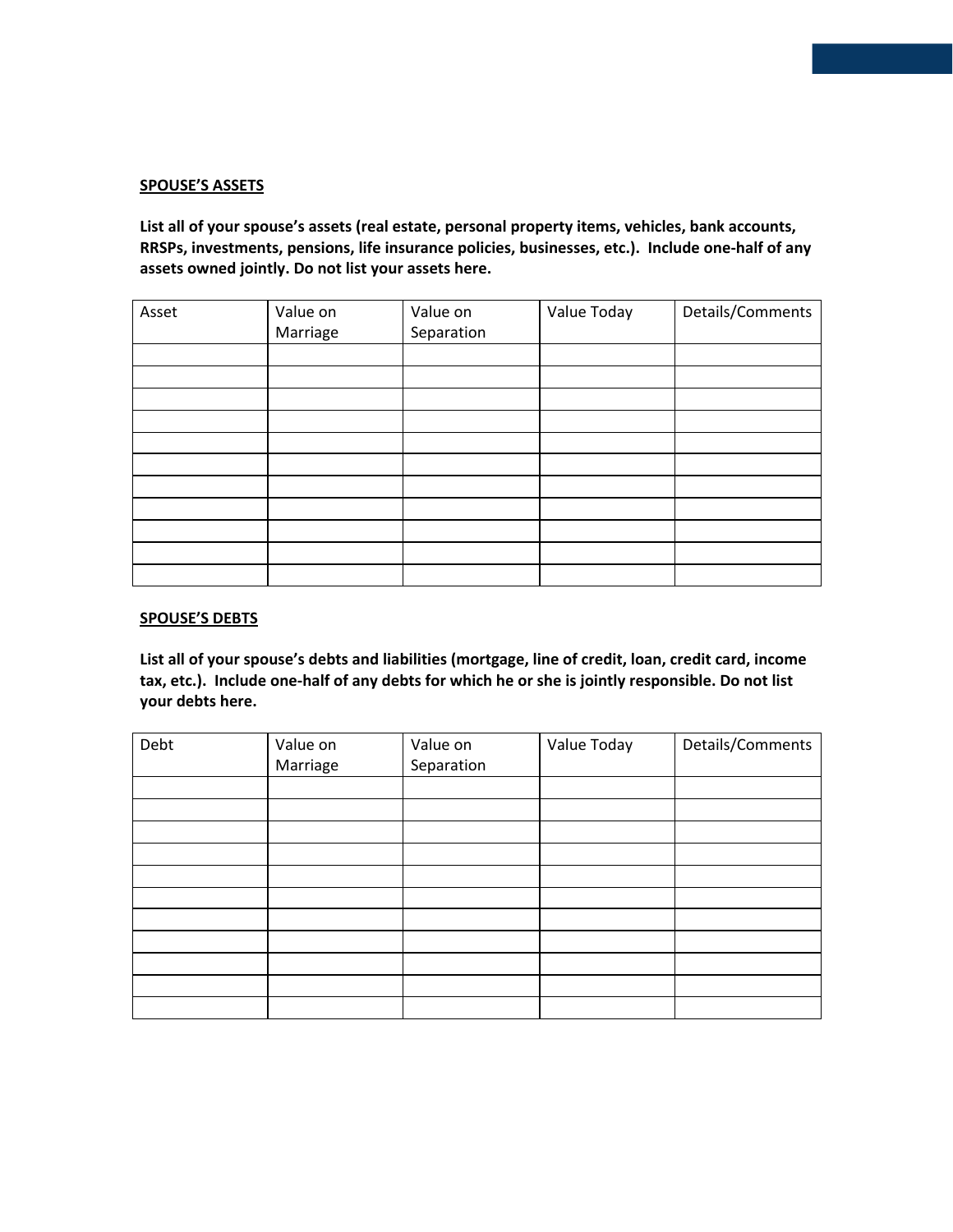**<u>SPOUSE'S ASSETS</u>**

**List all of your spouse's assets (real estate, personal property items, vehicles, bank accounts, RRSPs, investments, pensions, life insurance policies, businesses, etc.). Include one-half of any assets owned jointly. Do not list your assets here.**

| Asset | Value on Marriage | Value on Separation | Value Today | Details/Comments |
|---|---|---|---|---|
| | | | | |
| | | | | |
| | | | | |
| | | | | |
| | | | | |
| | | | | |
| | | | | |
| | | | | |
| | | | | |
| | | | | |
| | | | | |

**<u>SPOUSE'S DEBTS</u>**

**List all of your spouse's debts and liabilities (mortgage, line of credit, loan, credit card, income tax, etc.). Include one-half of any debts for which he or she is jointly responsible. Do not list your debts here.**

| Debt | Value on Marriage | Value on Separation | Value Today | Details/Comments |
|---|---|---|---|---|
| | | | | |
| | | | | |
| | | | | |
| | | | | |
| | | | | |
| | | | | |
| | | | | |
| | | | | |
| | | | | |
| | | | | |
| | | | | |